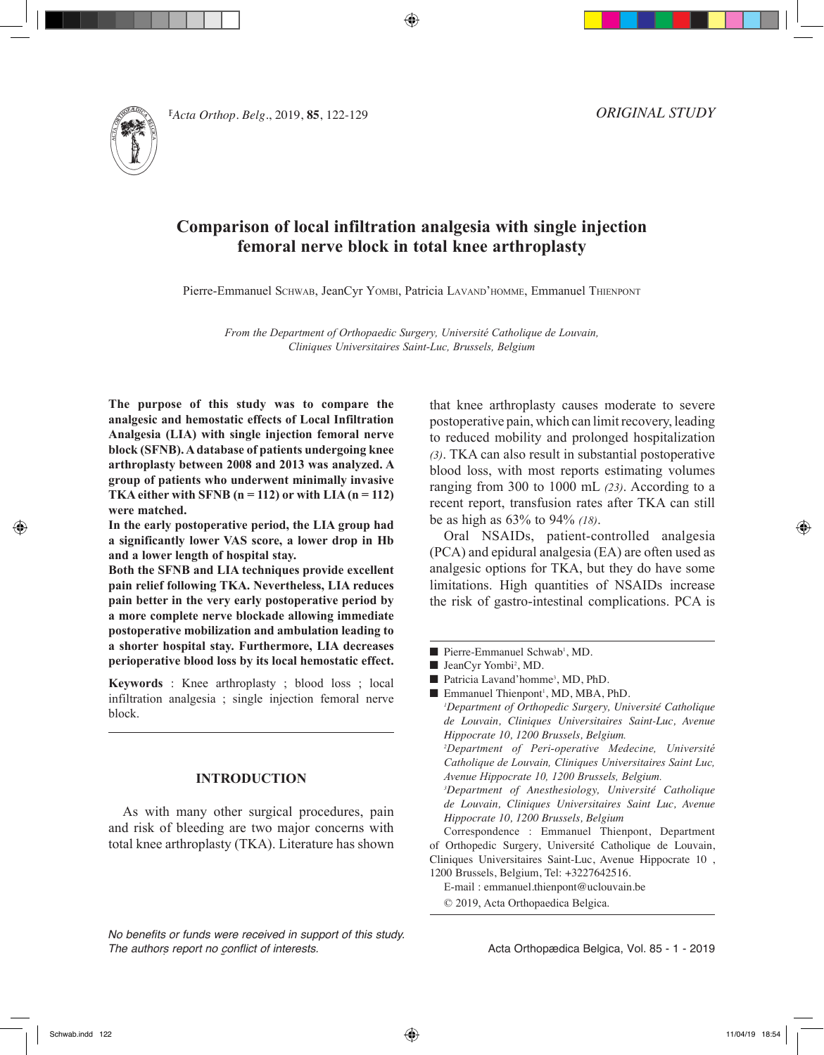*ORIGINAL STUDY*

# Comparison of local infiltration analgesia with single injection femoral nerve block in total knee arthroplasty

Pierre-Emmanuel Schwab, JeanCyr Yombi, Patricia Lavand'homme, Emmanuel Thienpont

*From the Department of Orthopaedic Surgery, Université Catholique de Louvain, Cliniques Universitaires Saint-Luc, Brussels, Belgium*

**The purpose of this study was to compare the analgesic and hemostatic effects of Local Infiltration Analgesia (LIA) with single injection femoral nerve block (SFNB). A database of patients undergoing knee arthroplasty between 2008 and 2013 was analyzed. A group of patients who underwent minimally invasive TKA either with SFNB (n = 112) or with LIA (n = 112) were matched.**

**In the early postoperative period, the LIA group had a significantly lower VAS score, a lower drop in Hb and a lower length of hospital stay.**

**Both the SFNB and LIA techniques provide excellent pain relief following TKA. Nevertheless, LIA reduces pain better in the very early postoperative period by a more complete nerve blockade allowing immediate postoperative mobilization and ambulation leading to a shorter hospital stay. Furthermore, LIA decreases perioperative blood loss by its local hemostatic effect.**

**Keywords** : Knee arthroplasty ; blood loss ; local infiltration analgesia ; single injection femoral nerve block.

## INTRODUCTION

As with many other surgical procedures, pain and risk of bleeding are two major concerns with total knee arthroplasty (TKA). Literature has shown that knee arthroplasty causes moderate to severe postoperative pain, which can limit recovery, leading to reduced mobility and prolonged hospitalization *(3)*. TKA can also result in substantial postoperative blood loss, with most reports estimating volumes ranging from 300 to 1000 mL *(23)*. According to a recent report, transfusion rates after TKA can still be as high as 63% to 94% *(18)*.

Oral NSAIDs, patient-controlled analgesia (PCA) and epidural analgesia (EA) are often used as analgesic options for TKA, but they do have some limitations. High quantities of NSAIDs increase the risk of gastro-intestinal complications. PCA is

- Pierre-Emmanuel Schwab[1], MD.
- JeanCyr Yombi[2], MD.
- Patricia Lavand'homme[3], MD, PhD.
- Emmanuel Thienpont[1], MD, MBA, PhD.

*[1]Department of Orthopedic Surgery, Université Catholique de Louvain, Cliniques Universitaires Saint-Luc, Avenue Hippocrate 10, 1200 Brussels, Belgium.*

*[2]Department of Peri-operative Medecine, Université Catholique de Louvain, Cliniques Universitaires Saint Luc, Avenue Hippocrate 10, 1200 Brussels, Belgium.*

*[3]Department of Anesthesiology, Université Catholique de Louvain, Cliniques Universitaires Saint Luc, Avenue Hippocrate 10, 1200 Brussels, Belgium*

Correspondence : Emmanuel Thienpont, Department of Orthopedic Surgery, Université Catholique de Louvain, Cliniques Universitaires Saint-Luc, Avenue Hippocrate 10 , 1200 Brussels, Belgium, Tel: +3227642516.

E-mail : emmanuel.thienpont@uclouvain.be

© 2019, Acta Orthopaedica Belgica.

*No benefits or funds were received in support of this study. The authors report no conflict of interests.*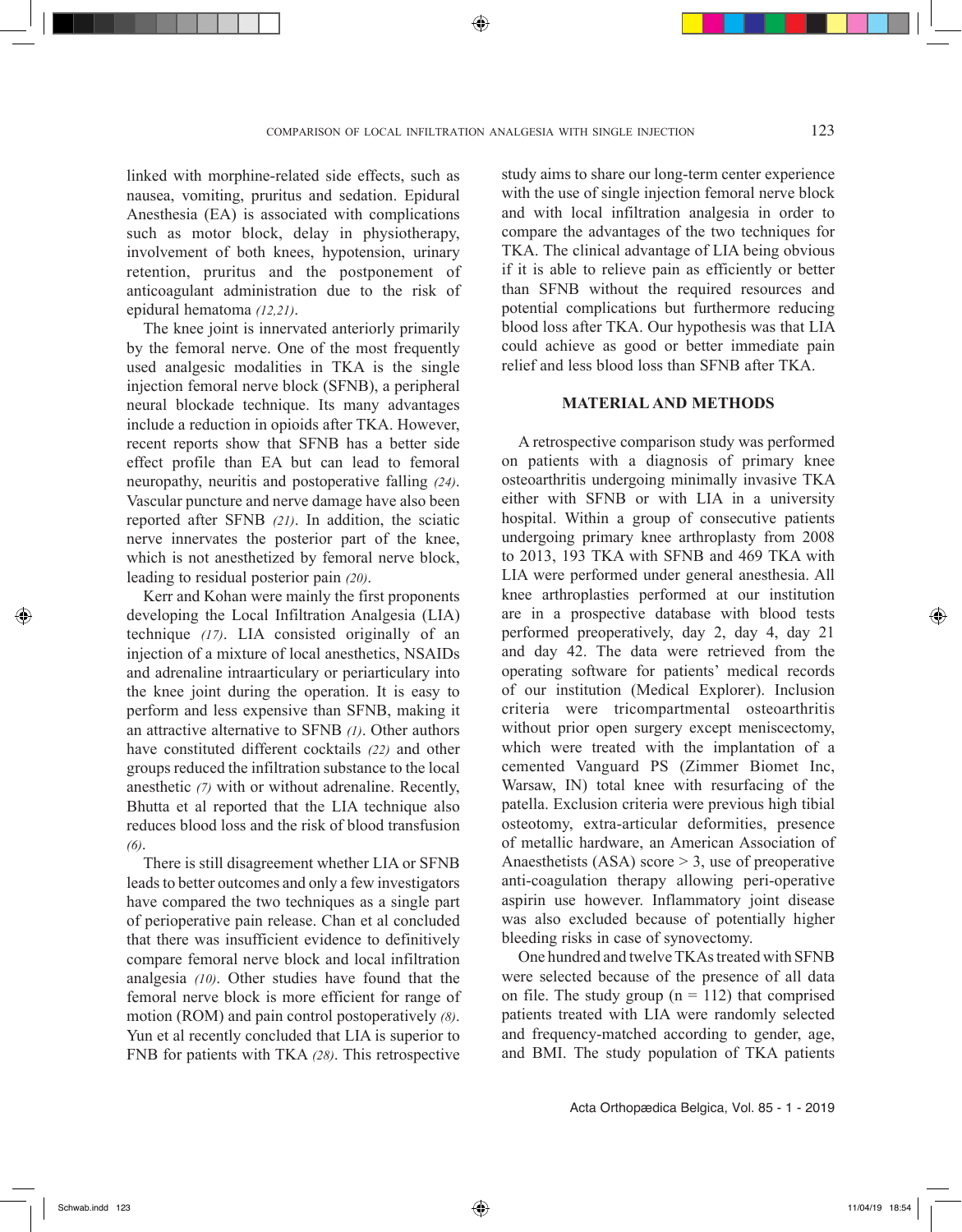linked with morphine-related side effects, such as nausea, vomiting, pruritus and sedation. Epidural Anesthesia (EA) is associated with complications such as motor block, delay in physiotherapy, involvement of both knees, hypotension, urinary retention, pruritus and the postponement of anticoagulant administration due to the risk of epidural hematoma *(12,21)*.

The knee joint is innervated anteriorly primarily by the femoral nerve. One of the most frequently used analgesic modalities in TKA is the single injection femoral nerve block (SFNB), a peripheral neural blockade technique. Its many advantages include a reduction in opioids after TKA. However, recent reports show that SFNB has a better side effect profile than EA but can lead to femoral neuropathy, neuritis and postoperative falling *(24)*. Vascular puncture and nerve damage have also been reported after SFNB *(21)*. In addition, the sciatic nerve innervates the posterior part of the knee, which is not anesthetized by femoral nerve block, leading to residual posterior pain *(20)*.

Kerr and Kohan were mainly the first proponents developing the Local Infiltration Analgesia (LIA) technique *(17)*. LIA consisted originally of an injection of a mixture of local anesthetics, NSAIDs and adrenaline intraarticulary or periarticulary into the knee joint during the operation. It is easy to perform and less expensive than SFNB, making it an attractive alternative to SFNB *(1)*. Other authors have constituted different cocktails *(22)* and other groups reduced the infiltration substance to the local anesthetic *(7)* with or without adrenaline. Recently, Bhutta et al reported that the LIA technique also reduces blood loss and the risk of blood transfusion *(6)*.

There is still disagreement whether LIA or SFNB leads to better outcomes and only a few investigators have compared the two techniques as a single part of perioperative pain release. Chan et al concluded that there was insufficient evidence to definitively compare femoral nerve block and local infiltration analgesia *(10)*. Other studies have found that the femoral nerve block is more efficient for range of motion (ROM) and pain control postoperatively *(8)*. Yun et al recently concluded that LIA is superior to FNB for patients with TKA *(28)*. This retrospective study aims to share our long-term center experience with the use of single injection femoral nerve block and with local infiltration analgesia in order to compare the advantages of the two techniques for TKA. The clinical advantage of LIA being obvious if it is able to relieve pain as efficiently or better than SFNB without the required resources and potential complications but furthermore reducing blood loss after TKA. Our hypothesis was that LIA could achieve as good or better immediate pain relief and less blood loss than SFNB after TKA.

## MATERIAL AND METHODS

A retrospective comparison study was performed on patients with a diagnosis of primary knee osteoarthritis undergoing minimally invasive TKA either with SFNB or with LIA in a university hospital. Within a group of consecutive patients undergoing primary knee arthroplasty from 2008 to 2013, 193 TKA with SFNB and 469 TKA with LIA were performed under general anesthesia. All knee arthroplasties performed at our institution are in a prospective database with blood tests performed preoperatively, day 2, day 4, day 21 and day 42. The data were retrieved from the operating software for patients' medical records of our institution (Medical Explorer). Inclusion criteria were tricompartmental osteoarthritis without prior open surgery except meniscectomy, which were treated with the implantation of a cemented Vanguard PS (Zimmer Biomet Inc, Warsaw, IN) total knee with resurfacing of the patella. Exclusion criteria were previous high tibial osteotomy, extra-articular deformities, presence of metallic hardware, an American Association of Anaesthetists (ASA) score > 3, use of preoperative anti-coagulation therapy allowing peri-operative aspirin use however. Inflammatory joint disease was also excluded because of potentially higher bleeding risks in case of synovectomy.

One hundred and twelve TKAs treated with SFNB were selected because of the presence of all data on file. The study group (n = 112) that comprised patients treated with LIA were randomly selected and frequency-matched according to gender, age, and BMI. The study population of TKA patients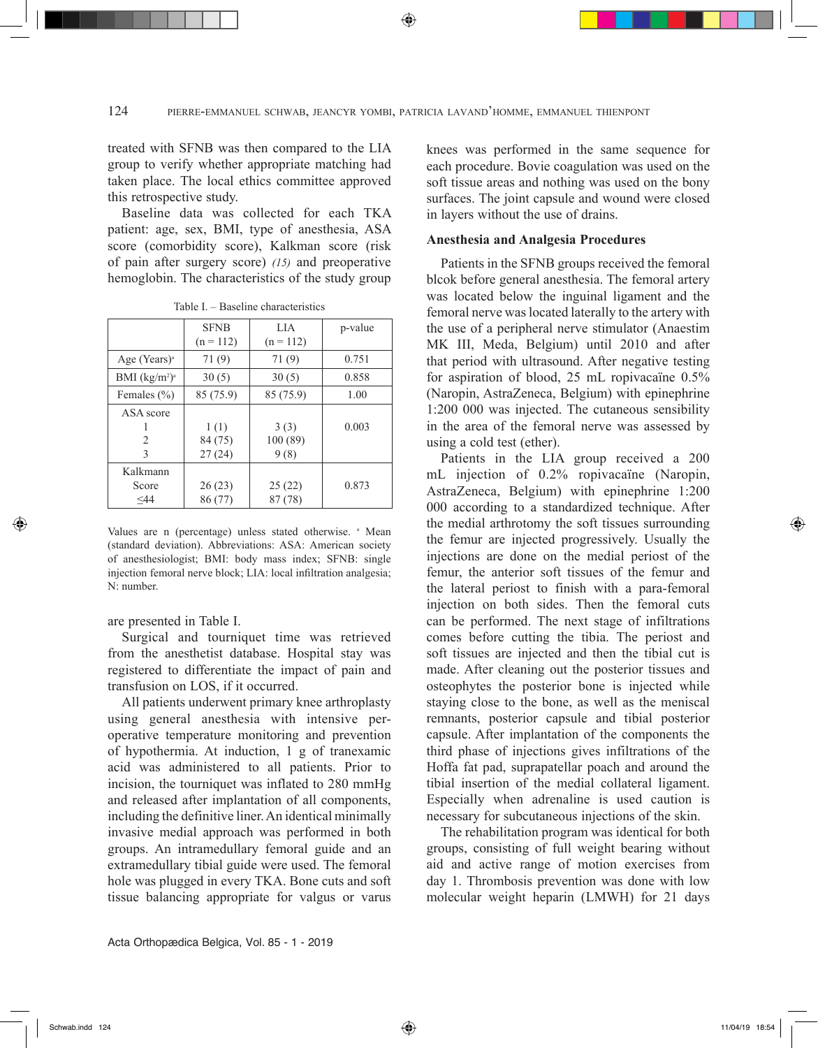treated with SFNB was then compared to the LIA group to verify whether appropriate matching had taken place. The local ethics committee approved this retrospective study.

Baseline data was collected for each TKA patient: age, sex, BMI, type of anesthesia, ASA score (comorbidity score), Kalkman score (risk of pain after surgery score) *(15)* and preoperative hemoglobin. The characteristics of the study group are presented in Table I.

Table I. – Baseline characteristics

| | SFNB (n = 112) | LIA (n = 112) | p-value |
|---|---|---|---|
| Age (Years)[a] | 71 (9) | 71 (9) | 0.751 |
| BMI (kg/m²)[a] | 30 (5) | 30 (5) | 0.858 |
| Females (%) | 85 (75.9) | 85 (75.9) | 1.00 |
| ASA score | | | 0.003 |
| 1 | 1 (1) | 3 (3) | |
| 2 | 84 (75) | 100 (89) | |
| 3 | 27 (24) | 9 (8) | |
| Kalkmann Score | | | 0.873 |
| ≤44 | 26 (23) | 25 (22) | |
| | 86 (77) | 87 (78) | |

Values are n (percentage) unless stated otherwise. [a] Mean (standard deviation). Abbreviations: ASA: American society of anesthesiologist; BMI: body mass index; SFNB: single injection femoral nerve block; LIA: local infiltration analgesia; N: number.

Surgical and tourniquet time was retrieved from the anesthetist database. Hospital stay was registered to differentiate the impact of pain and transfusion on LOS, if it occurred.

All patients underwent primary knee arthroplasty using general anesthesia with intensive per-operative temperature monitoring and prevention of hypothermia. At induction, 1 g of tranexamic acid was administered to all patients. Prior to incision, the tourniquet was inflated to 280 mmHg and released after implantation of all components, including the definitive liner. An identical minimally invasive medial approach was performed in both groups. An intramedullary femoral guide and an extramedullary tibial guide were used. The femoral hole was plugged in every TKA. Bone cuts and soft tissue balancing appropriate for valgus or varus knees was performed in the same sequence for each procedure. Bovie coagulation was used on the soft tissue areas and nothing was used on the bony surfaces. The joint capsule and wound were closed in layers without the use of drains.

### Anesthesia and Analgesia Procedures

Patients in the SFNB groups received the femoral blcok before general anesthesia. The femoral artery was located below the inguinal ligament and the femoral nerve was located laterally to the artery with the use of a peripheral nerve stimulator (Anaestim MK III, Meda, Belgium) until 2010 and after that period with ultrasound. After negative testing for aspiration of blood, 25 mL ropivacaïne 0.5% (Naropin, AstraZeneca, Belgium) with epinephrine 1:200 000 was injected. The cutaneous sensibility in the area of the femoral nerve was assessed by using a cold test (ether).

Patients in the LIA group received a 200 mL injection of 0.2% ropivacaïne (Naropin, AstraZeneca, Belgium) with epinephrine 1:200 000 according to a standardized technique. After the medial arthrotomy the soft tissues surrounding the femur are injected progressively. Usually the injections are done on the medial periost of the femur, the anterior soft tissues of the femur and the lateral periost to finish with a para-femoral injection on both sides. Then the femoral cuts can be performed. The next stage of infiltrations comes before cutting the tibia. The periost and soft tissues are injected and then the tibial cut is made. After cleaning out the posterior tissues and osteophytes the posterior bone is injected while staying close to the bone, as well as the meniscal remnants, posterior capsule and tibial posterior capsule. After implantation of the components the third phase of injections gives infiltrations of the Hoffa fat pad, suprapatellar poach and around the tibial insertion of the medial collateral ligament. Especially when adrenaline is used caution is necessary for subcutaneous injections of the skin.

The rehabilitation program was identical for both groups, consisting of full weight bearing without aid and active range of motion exercises from day 1. Thrombosis prevention was done with low molecular weight heparin (LMWH) for 21 days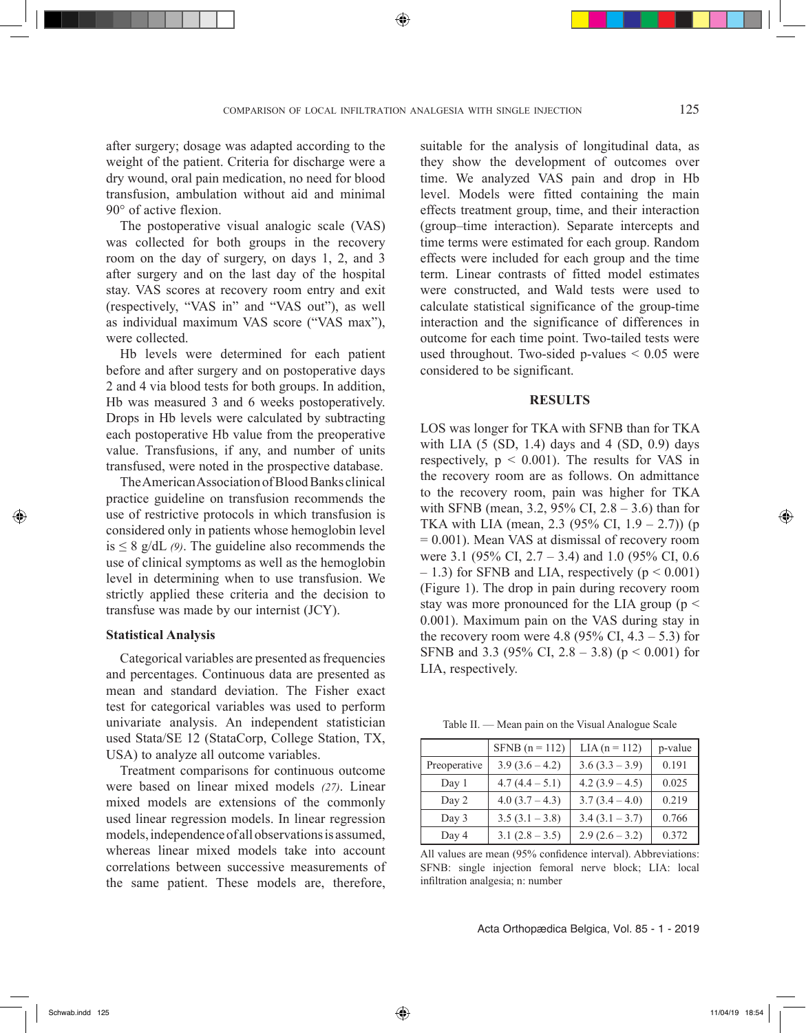after surgery; dosage was adapted according to the weight of the patient. Criteria for discharge were a dry wound, oral pain medication, no need for blood transfusion, ambulation without aid and minimal 90° of active flexion.

The postoperative visual analogic scale (VAS) was collected for both groups in the recovery room on the day of surgery, on days 1, 2, and 3 after surgery and on the last day of the hospital stay. VAS scores at recovery room entry and exit (respectively, "VAS in" and "VAS out"), as well as individual maximum VAS score ("VAS max"), were collected.

Hb levels were determined for each patient before and after surgery and on postoperative days 2 and 4 via blood tests for both groups. In addition, Hb was measured 3 and 6 weeks postoperatively. Drops in Hb levels were calculated by subtracting each postoperative Hb value from the preoperative value. Transfusions, if any, and number of units transfused, were noted in the prospective database.

The American Association of Blood Banks clinical practice guideline on transfusion recommends the use of restrictive protocols in which transfusion is considered only in patients whose hemoglobin level is ≤ 8 g/dL *(9)*. The guideline also recommends the use of clinical symptoms as well as the hemoglobin level in determining when to use transfusion. We strictly applied these criteria and the decision to transfuse was made by our internist (JCY).

### Statistical Analysis

Categorical variables are presented as frequencies and percentages. Continuous data are presented as mean and standard deviation. The Fisher exact test for categorical variables was used to perform univariate analysis. An independent statistician used Stata/SE 12 (StataCorp, College Station, TX, USA) to analyze all outcome variables.

Treatment comparisons for continuous outcome were based on linear mixed models *(27)*. Linear mixed models are extensions of the commonly used linear regression models. In linear regression models, independence of all observations is assumed, whereas linear mixed models take into account correlations between successive measurements of the same patient. These models are, therefore, suitable for the analysis of longitudinal data, as they show the development of outcomes over time. We analyzed VAS pain and drop in Hb level. Models were fitted containing the main effects treatment group, time, and their interaction (group–time interaction). Separate intercepts and time terms were estimated for each group. Random effects were included for each group and the time term. Linear contrasts of fitted model estimates were constructed, and Wald tests were used to calculate statistical significance of the group-time interaction and the significance of differences in outcome for each time point. Two-tailed tests were used throughout. Two-sided p-values < 0.05 were considered to be significant.

## RESULTS

LOS was longer for TKA with SFNB than for TKA with LIA (5 (SD, 1.4) days and 4 (SD, 0.9) days respectively, p < 0.001). The results for VAS in the recovery room are as follows. On admittance to the recovery room, pain was higher for TKA with SFNB (mean, 3.2, 95% CI, 2.8 – 3.6) than for TKA with LIA (mean, 2.3 (95% CI, 1.9 – 2.7)) (p = 0.001). Mean VAS at dismissal of recovery room were 3.1 (95% CI, 2.7 – 3.4) and 1.0 (95% CI, 0.6 – 1.3) for SFNB and LIA, respectively (p < 0.001) (Figure 1). The drop in pain during recovery room stay was more pronounced for the LIA group (p < 0.001). Maximum pain on the VAS during stay in the recovery room were 4.8 (95% CI, 4.3 – 5.3) for SFNB and 3.3 (95% CI, 2.8 – 3.8) (p < 0.001) for LIA, respectively.

Table II. — Mean pain on the Visual Analogue Scale

| | SFNB (n = 112) | LIA (n = 112) | p-value |
|---|---|---|---|
| Preoperative | 3.9 (3.6 – 4.2) | 3.6 (3.3 – 3.9) | 0.191 |
| Day 1 | 4.7 (4.4 – 5.1) | 4.2 (3.9 – 4.5) | 0.025 |
| Day 2 | 4.0 (3.7 – 4.3) | 3.7 (3.4 – 4.0) | 0.219 |
| Day 3 | 3.5 (3.1 – 3.8) | 3.4 (3.1 – 3.7) | 0.766 |
| Day 4 | 3.1 (2.8 – 3.5) | 2.9 (2.6 – 3.2) | 0.372 |

All values are mean (95% confidence interval). Abbreviations: SFNB: single injection femoral nerve block; LIA: local infiltration analgesia; n: number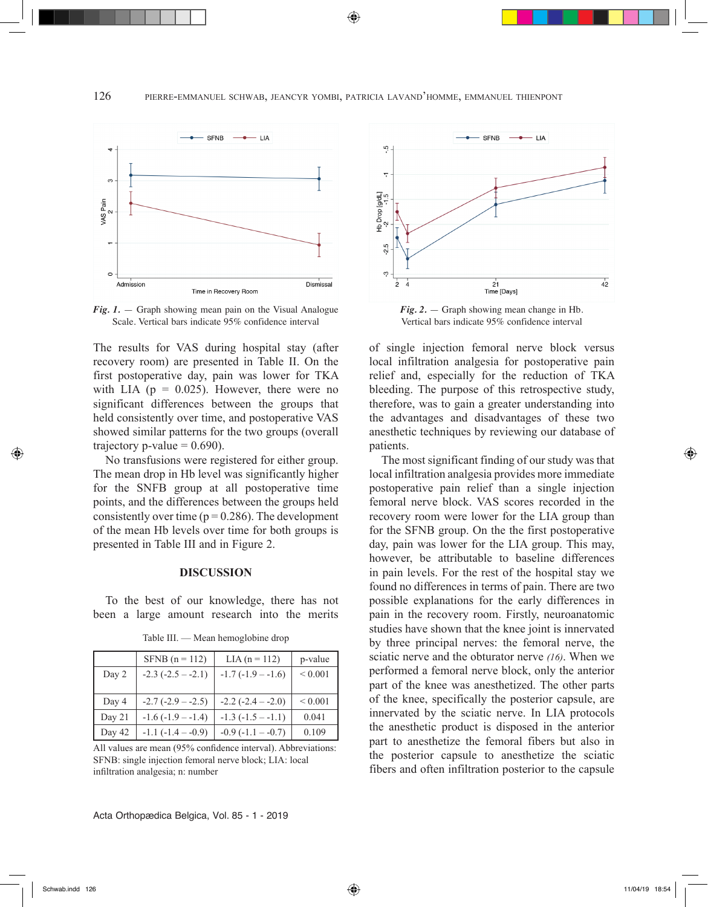*Fig. 1.* — Graph showing mean pain on the Visual Analogue Scale. Vertical bars indicate 95% confidence interval

*Fig. 2.* — Graph showing mean change in Hb. Vertical bars indicate 95% confidence interval

The results for VAS during hospital stay (after recovery room) are presented in Table II. On the first postoperative day, pain was lower for TKA with LIA ($p = 0.025$). However, there were no significant differences between the groups that held consistently over time, and postoperative VAS showed similar patterns for the two groups (overall trajectory p-value = 0.690).

No transfusions were registered for either group. The mean drop in Hb level was significantly higher for the SNFB group at all postoperative time points, and the differences between the groups held consistently over time ($p = 0.286$). The development of the mean Hb levels over time for both groups is presented in Table III and in Figure 2.

## DISCUSSION

To the best of our knowledge, there has not been a large amount research into the merits of single injection femoral nerve block versus local infiltration analgesia for postoperative pain relief and, especially for the reduction of TKA bleeding. The purpose of this retrospective study, therefore, was to gain a greater understanding into the advantages and disadvantages of these two anesthetic techniques by reviewing our database of patients.

The most significant finding of our study was that local infiltration analgesia provides more immediate postoperative pain relief than a single injection femoral nerve block. VAS scores recorded in the recovery room were lower for the LIA group than for the SFNB group. On the the first postoperative day, pain was lower for the LIA group. This may, however, be attributable to baseline differences in pain levels. For the rest of the hospital stay we found no differences in terms of pain. There are two possible explanations for the early differences in pain in the recovery room. Firstly, neuroanatomic studies have shown that the knee joint is innervated by three principal nerves: the femoral nerve, the sciatic nerve and the obturator nerve *(16)*. When we performed a femoral nerve block, only the anterior part of the knee was anesthetized. The other parts of the knee, specifically the posterior capsule, are innervated by the sciatic nerve. In LIA protocols the anesthetic product is disposed in the anterior part to anesthetize the femoral fibers but also in the posterior capsule to anesthetize the sciatic fibers and often infiltration posterior to the capsule

Table III. — Mean hemoglobine drop

| | SFNB (n = 112) | LIA (n = 112) | p-value |
|---|---|---|---|
| Day 2 | -2.3 (-2.5 – -2.1) | -1.7 (-1.9 – -1.6) | < 0.001 |
| Day 4 | -2.7 (-2.9 – -2.5) | -2.2 (-2.4 – -2.0) | < 0.001 |
| Day 21 | -1.6 (-1.9 – -1.4) | -1.3 (-1.5 – -1.1) | 0.041 |
| Day 42 | -1.1 (-1.4 – -0.9) | -0.9 (-1.1 – -0.7) | 0.109 |

All values are mean (95% confidence interval). Abbreviations: SFNB: single injection femoral nerve block; LIA: local infiltration analgesia; n: number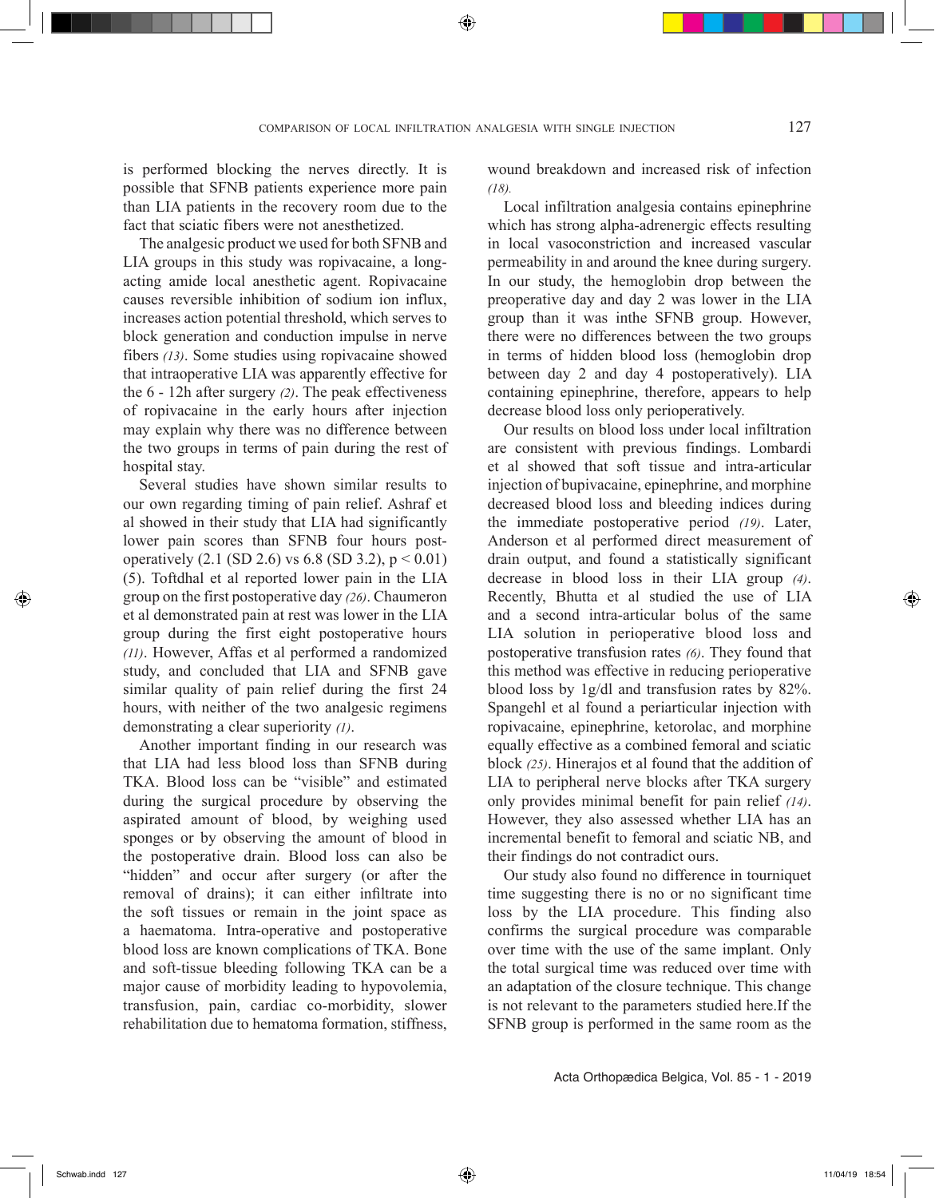is performed blocking the nerves directly. It is possible that SFNB patients experience more pain than LIA patients in the recovery room due to the fact that sciatic fibers were not anesthetized.

The analgesic product we used for both SFNB and LIA groups in this study was ropivacaine, a long-acting amide local anesthetic agent. Ropivacaine causes reversible inhibition of sodium ion influx, increases action potential threshold, which serves to block generation and conduction impulse in nerve fibers *(13)*. Some studies using ropivacaine showed that intraoperative LIA was apparently effective for the 6 - 12h after surgery *(2)*. The peak effectiveness of ropivacaine in the early hours after injection may explain why there was no difference between the two groups in terms of pain during the rest of hospital stay.

Several studies have shown similar results to our own regarding timing of pain relief. Ashraf et al showed in their study that LIA had significantly lower pain scores than SFNB four hours post-operatively (2.1 (SD 2.6) vs 6.8 (SD 3.2), $p < 0.01$) (5). Toftdhal et al reported lower pain in the LIA group on the first postoperative day *(26)*. Chaumeron et al demonstrated pain at rest was lower in the LIA group during the first eight postoperative hours *(11)*. However, Affas et al performed a randomized study, and concluded that LIA and SFNB gave similar quality of pain relief during the first 24 hours, with neither of the two analgesic regimens demonstrating a clear superiority *(1)*.

Another important finding in our research was that LIA had less blood loss than SFNB during TKA. Blood loss can be "visible" and estimated during the surgical procedure by observing the aspirated amount of blood, by weighing used sponges or by observing the amount of blood in the postoperative drain. Blood loss can also be "hidden" and occur after surgery (or after the removal of drains); it can either infiltrate into the soft tissues or remain in the joint space as a haematoma. Intra-operative and postoperative blood loss are known complications of TKA. Bone and soft-tissue bleeding following TKA can be a major cause of morbidity leading to hypovolemia, transfusion, pain, cardiac co-morbidity, slower rehabilitation due to hematoma formation, stiffness, wound breakdown and increased risk of infection *(18)*.

Local infiltration analgesia contains epinephrine which has strong alpha-adrenergic effects resulting in local vasoconstriction and increased vascular permeability in and around the knee during surgery. In our study, the hemoglobin drop between the preoperative day and day 2 was lower in the LIA group than it was inthe SFNB group. However, there were no differences between the two groups in terms of hidden blood loss (hemoglobin drop between day 2 and day 4 postoperatively). LIA containing epinephrine, therefore, appears to help decrease blood loss only perioperatively.

Our results on blood loss under local infiltration are consistent with previous findings. Lombardi et al showed that soft tissue and intra-articular injection of bupivacaine, epinephrine, and morphine decreased blood loss and bleeding indices during the immediate postoperative period *(19)*. Later, Anderson et al performed direct measurement of drain output, and found a statistically significant decrease in blood loss in their LIA group *(4)*. Recently, Bhutta et al studied the use of LIA and a second intra-articular bolus of the same LIA solution in perioperative blood loss and postoperative transfusion rates *(6)*. They found that this method was effective in reducing perioperative blood loss by 1g/dl and transfusion rates by 82%. Spangehl et al found a periarticular injection with ropivacaine, epinephrine, ketorolac, and morphine equally effective as a combined femoral and sciatic block *(25)*. Hinerajos et al found that the addition of LIA to peripheral nerve blocks after TKA surgery only provides minimal benefit for pain relief *(14)*. However, they also assessed whether LIA has an incremental benefit to femoral and sciatic NB, and their findings do not contradict ours.

Our study also found no difference in tourniquet time suggesting there is no or no significant time loss by the LIA procedure. This finding also confirms the surgical procedure was comparable over time with the use of the same implant. Only the total surgical time was reduced over time with an adaptation of the closure technique. This change is not relevant to the parameters studied here.If the SFNB group is performed in the same room as the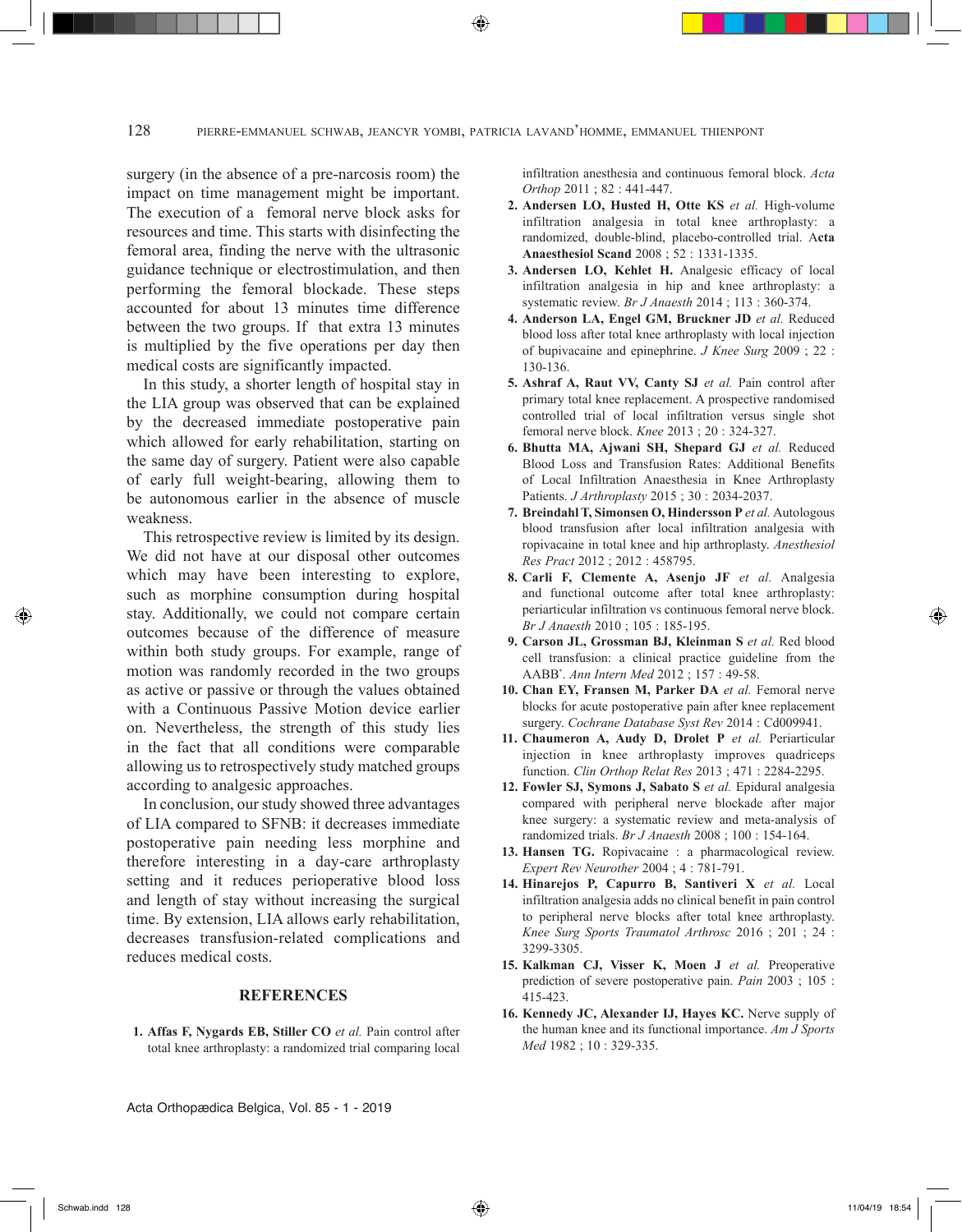surgery (in the absence of a pre-narcosis room) the impact on time management might be important. The execution of a femoral nerve block asks for resources and time. This starts with disinfecting the femoral area, finding the nerve with the ultrasonic guidance technique or electrostimulation, and then performing the femoral blockade. These steps accounted for about 13 minutes time difference between the two groups. If that extra 13 minutes is multiplied by the five operations per day then medical costs are significantly impacted.

In this study, a shorter length of hospital stay in the LIA group was observed that can be explained by the decreased immediate postoperative pain which allowed for early rehabilitation, starting on the same day of surgery. Patient were also capable of early full weight-bearing, allowing them to be autonomous earlier in the absence of muscle weakness.

This retrospective review is limited by its design. We did not have at our disposal other outcomes which may have been interesting to explore, such as morphine consumption during hospital stay. Additionally, we could not compare certain outcomes because of the difference of measure within both study groups. For example, range of motion was randomly recorded in the two groups as active or passive or through the values obtained with a Continuous Passive Motion device earlier on. Nevertheless, the strength of this study lies in the fact that all conditions were comparable allowing us to retrospectively study matched groups according to analgesic approaches.

In conclusion, our study showed three advantages of LIA compared to SFNB: it decreases immediate postoperative pain needing less morphine and therefore interesting in a day-care arthroplasty setting and it reduces perioperative blood loss and length of stay without increasing the surgical time. By extension, LIA allows early rehabilitation, decreases transfusion-related complications and reduces medical costs.

## REFERENCES

1. **Affas F, Nygards EB, Stiller CO** *et al.* Pain control after total knee arthroplasty: a randomized trial comparing local infiltration anesthesia and continuous femoral block. *Acta Orthop* 2011 ; 82 : 441-447.
2. **Andersen LO, Husted H, Otte KS** *et al.* High-volume infiltration analgesia in total knee arthroplasty: a randomized, double-blind, placebo-controlled trial. A**cta Anaesthesiol Scand** 2008 ; 52 : 1331-1335.
3. **Andersen LO, Kehlet H.** Analgesic efficacy of local infiltration analgesia in hip and knee arthroplasty: a systematic review. *Br J Anaesth* 2014 ; 113 : 360-374.
4. **Anderson LA, Engel GM, Bruckner JD** *et al.* Reduced blood loss after total knee arthroplasty with local injection of bupivacaine and epinephrine. *J Knee Surg* 2009 ; 22 : 130-136.
5. **Ashraf A, Raut VV, Canty SJ** *et al.* Pain control after primary total knee replacement. A prospective randomised controlled trial of local infiltration versus single shot femoral nerve block. *Knee* 2013 ; 20 : 324-327.
6. **Bhutta MA, Ajwani SH, Shepard GJ** *et al.* Reduced Blood Loss and Transfusion Rates: Additional Benefits of Local Infiltration Anaesthesia in Knee Arthroplasty Patients. *J Arthroplasty* 2015 ; 30 : 2034-2037.
7. **Breindahl T, Simonsen O, Hindersson P** *et al.* Autologous blood transfusion after local infiltration analgesia with ropivacaine in total knee and hip arthroplasty. *Anesthesiol Res Pract* 2012 ; 2012 : 458795.
8. **Carli F, Clemente A, Asenjo JF** *et al.* Analgesia and functional outcome after total knee arthroplasty: periarticular infiltration vs continuous femoral nerve block. *Br J Anaesth* 2010 ; 105 : 185-195.
9. **Carson JL, Grossman BJ, Kleinman S** *et al.* Red blood cell transfusion: a clinical practice guideline from the AABB*. *Ann Intern Med* 2012 ; 157 : 49-58.
10. **Chan EY, Fransen M, Parker DA** *et al.* Femoral nerve blocks for acute postoperative pain after knee replacement surgery. *Cochrane Database Syst Rev* 2014 : Cd009941.
11. **Chaumeron A, Audy D, Drolet P** *et al.* Periarticular injection in knee arthroplasty improves quadriceps function. *Clin Orthop Relat Res* 2013 ; 471 : 2284-2295.
12. **Fowler SJ, Symons J, Sabato S** *et al.* Epidural analgesia compared with peripheral nerve blockade after major knee surgery: a systematic review and meta-analysis of randomized trials. *Br J Anaesth* 2008 ; 100 : 154-164.
13. **Hansen TG.** Ropivacaine : a pharmacological review. *Expert Rev Neurother* 2004 ; 4 : 781-791.
14. **Hinarejos P, Capurro B, Santiveri X** *et al.* Local infiltration analgesia adds no clinical benefit in pain control to peripheral nerve blocks after total knee arthroplasty. *Knee Surg Sports Traumatol Arthrosc* 2016 ; 201 ; 24 : 3299-3305.
15. **Kalkman CJ, Visser K, Moen J** *et al.* Preoperative prediction of severe postoperative pain. *Pain* 2003 ; 105 : 415-423.
16. **Kennedy JC, Alexander IJ, Hayes KC.** Nerve supply of the human knee and its functional importance. *Am J Sports Med* 1982 ; 10 : 329-335.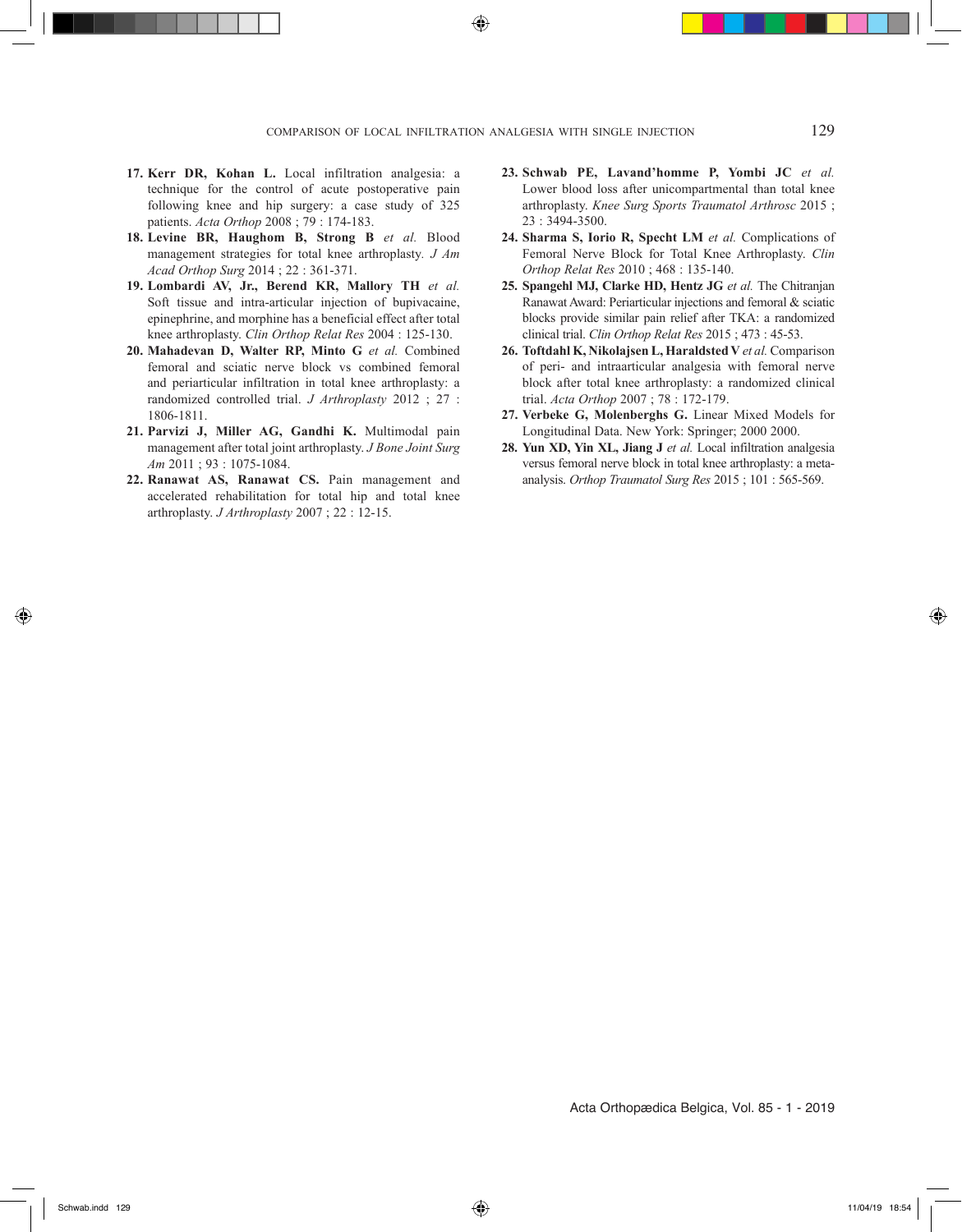17. **Kerr DR, Kohan L.** Local infiltration analgesia: a technique for the control of acute postoperative pain following knee and hip surgery: a case study of 325 patients. *Acta Orthop* 2008 ; 79 : 174-183.
18. **Levine BR, Haughom B, Strong B** *et al.* Blood management strategies for total knee arthroplasty. *J Am Acad Orthop Surg* 2014 ; 22 : 361-371.
19. **Lombardi AV, Jr., Berend KR, Mallory TH** *et al.* Soft tissue and intra-articular injection of bupivacaine, epinephrine, and morphine has a beneficial effect after total knee arthroplasty. *Clin Orthop Relat Res* 2004 : 125-130.
20. **Mahadevan D, Walter RP, Minto G** *et al.* Combined femoral and sciatic nerve block vs combined femoral and periarticular infiltration in total knee arthroplasty: a randomized controlled trial. *J Arthroplasty* 2012 ; 27 : 1806-1811.
21. **Parvizi J, Miller AG, Gandhi K.** Multimodal pain management after total joint arthroplasty. *J Bone Joint Surg Am* 2011 ; 93 : 1075-1084.
22. **Ranawat AS, Ranawat CS.** Pain management and accelerated rehabilitation for total hip and total knee arthroplasty. *J Arthroplasty* 2007 ; 22 : 12-15.
23. **Schwab PE, Lavand'homme P, Yombi JC** *et al.* Lower blood loss after unicompartmental than total knee arthroplasty. *Knee Surg Sports Traumatol Arthrosc* 2015 ; 23 : 3494-3500.
24. **Sharma S, Iorio R, Specht LM** *et al.* Complications of Femoral Nerve Block for Total Knee Arthroplasty. *Clin Orthop Relat Res* 2010 ; 468 : 135-140.
25. **Spangehl MJ, Clarke HD, Hentz JG** *et al.* The Chitranjan Ranawat Award: Periarticular injections and femoral & sciatic blocks provide similar pain relief after TKA: a randomized clinical trial. *Clin Orthop Relat Res* 2015 ; 473 : 45-53.
26. **Toftdahl K, Nikolajsen L, Haraldsted V** *et al.* Comparison of peri- and intraarticular analgesia with femoral nerve block after total knee arthroplasty: a randomized clinical trial. *Acta Orthop* 2007 ; 78 : 172-179.
27. **Verbeke G, Molenberghs G.** Linear Mixed Models for Longitudinal Data. New York: Springer; 2000 2000.
28. **Yun XD, Yin XL, Jiang J** *et al.* Local infiltration analgesia versus femoral nerve block in total knee arthroplasty: a meta-analysis. *Orthop Traumatol Surg Res* 2015 ; 101 : 565-569.